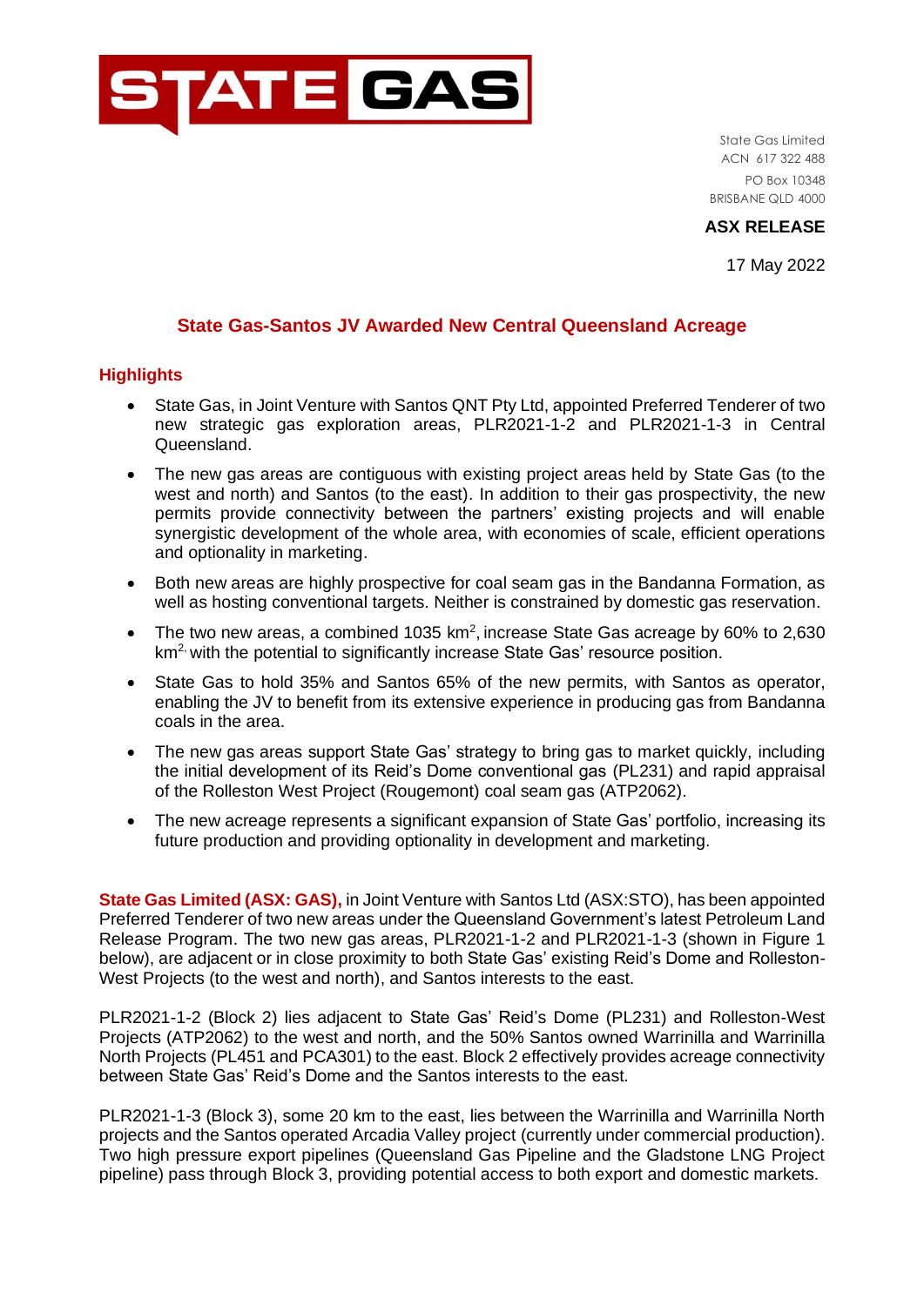State Gas Limited
ACN 617 322 488
PO Box 10348
BRISBANE QLD 4000

**ASX RELEASE**

17 May 2022

# State Gas-Santos JV Awarded New Central Queensland Acreage

## Highlights

- State Gas, in Joint Venture with Santos QNT Pty Ltd, appointed Preferred Tenderer of two new strategic gas exploration areas, PLR2021-1-2 and PLR2021-1-3 in Central Queensland.
- The new gas areas are contiguous with existing project areas held by State Gas (to the west and north) and Santos (to the east). In addition to their gas prospectivity, the new permits provide connectivity between the partners' existing projects and will enable synergistic development of the whole area, with economies of scale, efficient operations and optionality in marketing.
- Both new areas are highly prospective for coal seam gas in the Bandanna Formation, as well as hosting conventional targets. Neither is constrained by domestic gas reservation.
- The two new areas, a combined 1035 km$^2$, increase State Gas acreage by 60% to 2,630 km$^2$, with the potential to significantly increase State Gas' resource position.
- State Gas to hold 35% and Santos 65% of the new permits, with Santos as operator, enabling the JV to benefit from its extensive experience in producing gas from Bandanna coals in the area.
- The new gas areas support State Gas' strategy to bring gas to market quickly, including the initial development of its Reid's Dome conventional gas (PL231) and rapid appraisal of the Rolleston West Project (Rougemont) coal seam gas (ATP2062).
- The new acreage represents a significant expansion of State Gas' portfolio, increasing its future production and providing optionality in development and marketing.

**State Gas Limited (ASX: GAS),** in Joint Venture with Santos Ltd (ASX:STO), has been appointed Preferred Tenderer of two new areas under the Queensland Government's latest Petroleum Land Release Program. The two new gas areas, PLR2021-1-2 and PLR2021-1-3 (shown in Figure 1 below), are adjacent or in close proximity to both State Gas' existing Reid's Dome and Rolleston-West Projects (to the west and north), and Santos interests to the east.

PLR2021-1-2 (Block 2) lies adjacent to State Gas' Reid's Dome (PL231) and Rolleston-West Projects (ATP2062) to the west and north, and the 50% Santos owned Warrinilla and Warrinilla North Projects (PL451 and PCA301) to the east. Block 2 effectively provides acreage connectivity between State Gas' Reid's Dome and the Santos interests to the east.

PLR2021-1-3 (Block 3), some 20 km to the east, lies between the Warrinilla and Warrinilla North projects and the Santos operated Arcadia Valley project (currently under commercial production). Two high pressure export pipelines (Queensland Gas Pipeline and the Gladstone LNG Project pipeline) pass through Block 3, providing potential access to both export and domestic markets.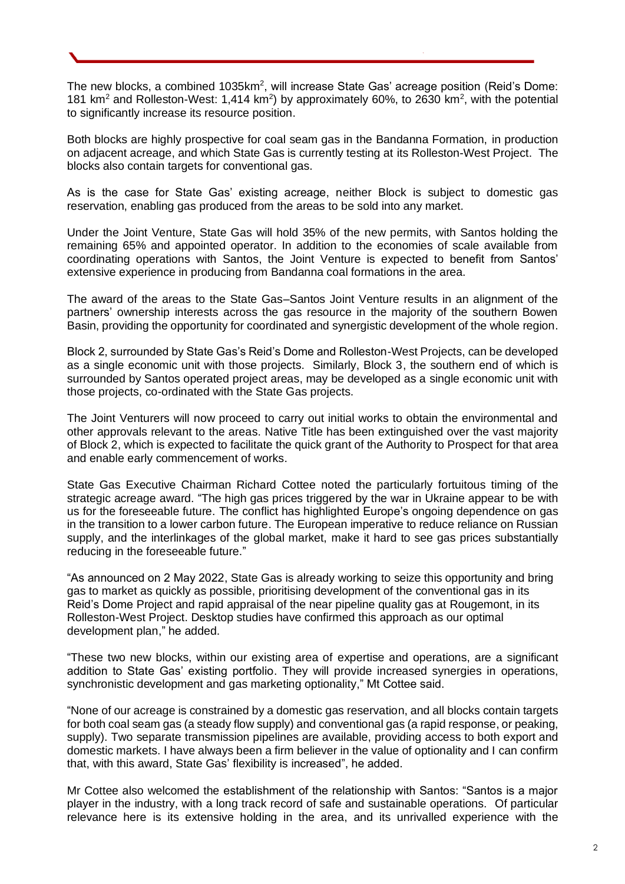The new blocks, a combined 1035km$^2$, will increase State Gas' acreage position (Reid's Dome: 181 km$^2$ and Rolleston-West: 1,414 km$^2$) by approximately 60%, to 2630 km$^2$, with the potential to significantly increase its resource position.

Both blocks are highly prospective for coal seam gas in the Bandanna Formation, in production on adjacent acreage, and which State Gas is currently testing at its Rolleston-West Project. The blocks also contain targets for conventional gas.

As is the case for State Gas' existing acreage, neither Block is subject to domestic gas reservation, enabling gas produced from the areas to be sold into any market.

Under the Joint Venture, State Gas will hold 35% of the new permits, with Santos holding the remaining 65% and appointed operator. In addition to the economies of scale available from coordinating operations with Santos, the Joint Venture is expected to benefit from Santos' extensive experience in producing from Bandanna coal formations in the area.

The award of the areas to the State Gas–Santos Joint Venture results in an alignment of the partners' ownership interests across the gas resource in the majority of the southern Bowen Basin, providing the opportunity for coordinated and synergistic development of the whole region.

Block 2, surrounded by State Gas's Reid's Dome and Rolleston-West Projects, can be developed as a single economic unit with those projects. Similarly, Block 3, the southern end of which is surrounded by Santos operated project areas, may be developed as a single economic unit with those projects, co-ordinated with the State Gas projects.

The Joint Venturers will now proceed to carry out initial works to obtain the environmental and other approvals relevant to the areas. Native Title has been extinguished over the vast majority of Block 2, which is expected to facilitate the quick grant of the Authority to Prospect for that area and enable early commencement of works.

State Gas Executive Chairman Richard Cottee noted the particularly fortuitous timing of the strategic acreage award. "The high gas prices triggered by the war in Ukraine appear to be with us for the foreseeable future. The conflict has highlighted Europe's ongoing dependence on gas in the transition to a lower carbon future. The European imperative to reduce reliance on Russian supply, and the interlinkages of the global market, make it hard to see gas prices substantially reducing in the foreseeable future."

"As announced on 2 May 2022, State Gas is already working to seize this opportunity and bring gas to market as quickly as possible, prioritising development of the conventional gas in its Reid's Dome Project and rapid appraisal of the near pipeline quality gas at Rougemont, in its Rolleston-West Project. Desktop studies have confirmed this approach as our optimal development plan," he added.

"These two new blocks, within our existing area of expertise and operations, are a significant addition to State Gas' existing portfolio. They will provide increased synergies in operations, synchronistic development and gas marketing optionality," Mt Cottee said.

"None of our acreage is constrained by a domestic gas reservation, and all blocks contain targets for both coal seam gas (a steady flow supply) and conventional gas (a rapid response, or peaking, supply). Two separate transmission pipelines are available, providing access to both export and domestic markets. I have always been a firm believer in the value of optionality and I can confirm that, with this award, State Gas' flexibility is increased", he added.

Mr Cottee also welcomed the establishment of the relationship with Santos: "Santos is a major player in the industry, with a long track record of safe and sustainable operations. Of particular relevance here is its extensive holding in the area, and its unrivalled experience with the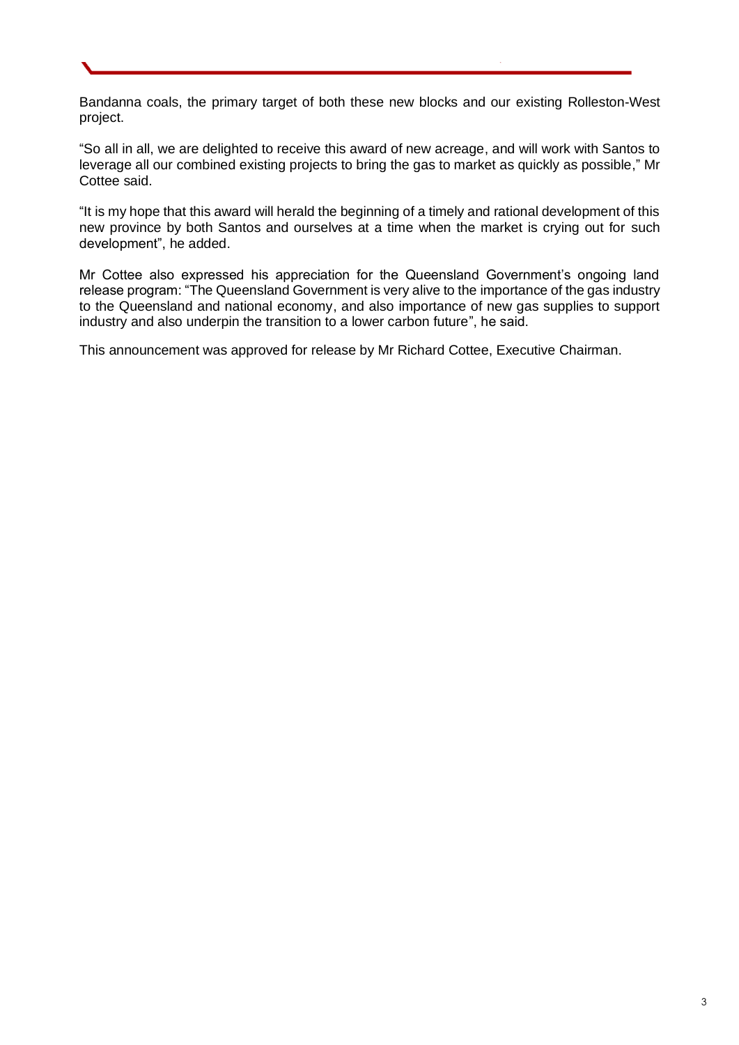Bandanna coals, the primary target of both these new blocks and our existing Rolleston-West project.

"So all in all, we are delighted to receive this award of new acreage, and will work with Santos to leverage all our combined existing projects to bring the gas to market as quickly as possible," Mr Cottee said.

"It is my hope that this award will herald the beginning of a timely and rational development of this new province by both Santos and ourselves at a time when the market is crying out for such development", he added.

Mr Cottee also expressed his appreciation for the Queensland Government's ongoing land release program: "The Queensland Government is very alive to the importance of the gas industry to the Queensland and national economy, and also importance of new gas supplies to support industry and also underpin the transition to a lower carbon future", he said.

This announcement was approved for release by Mr Richard Cottee, Executive Chairman.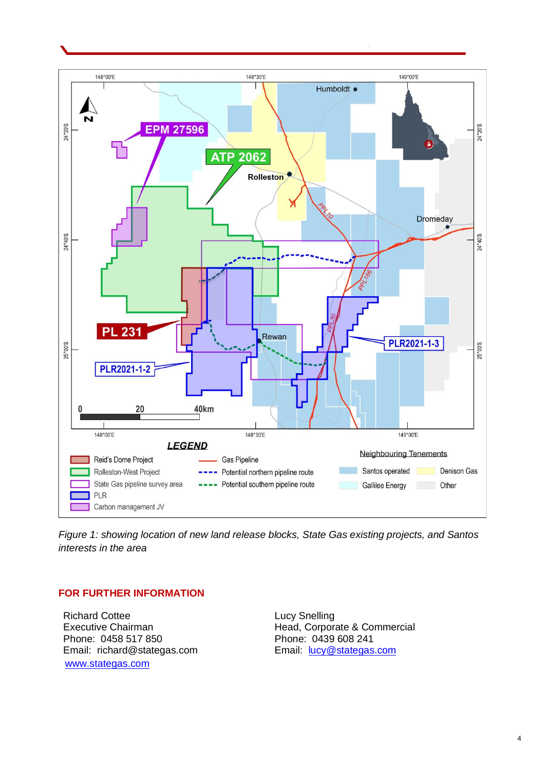*Figure 1: showing location of new land release blocks, State Gas existing projects, and Santos interests in the area*

## FOR FURTHER INFORMATION

Richard Cottee
Executive Chairman
Phone: 0458 517 850
Email: richard@stategas.com
www.stategas.com

Lucy Snelling
Head, Corporate & Commercial
Phone: 0439 608 241
Email: lucy@stategas.com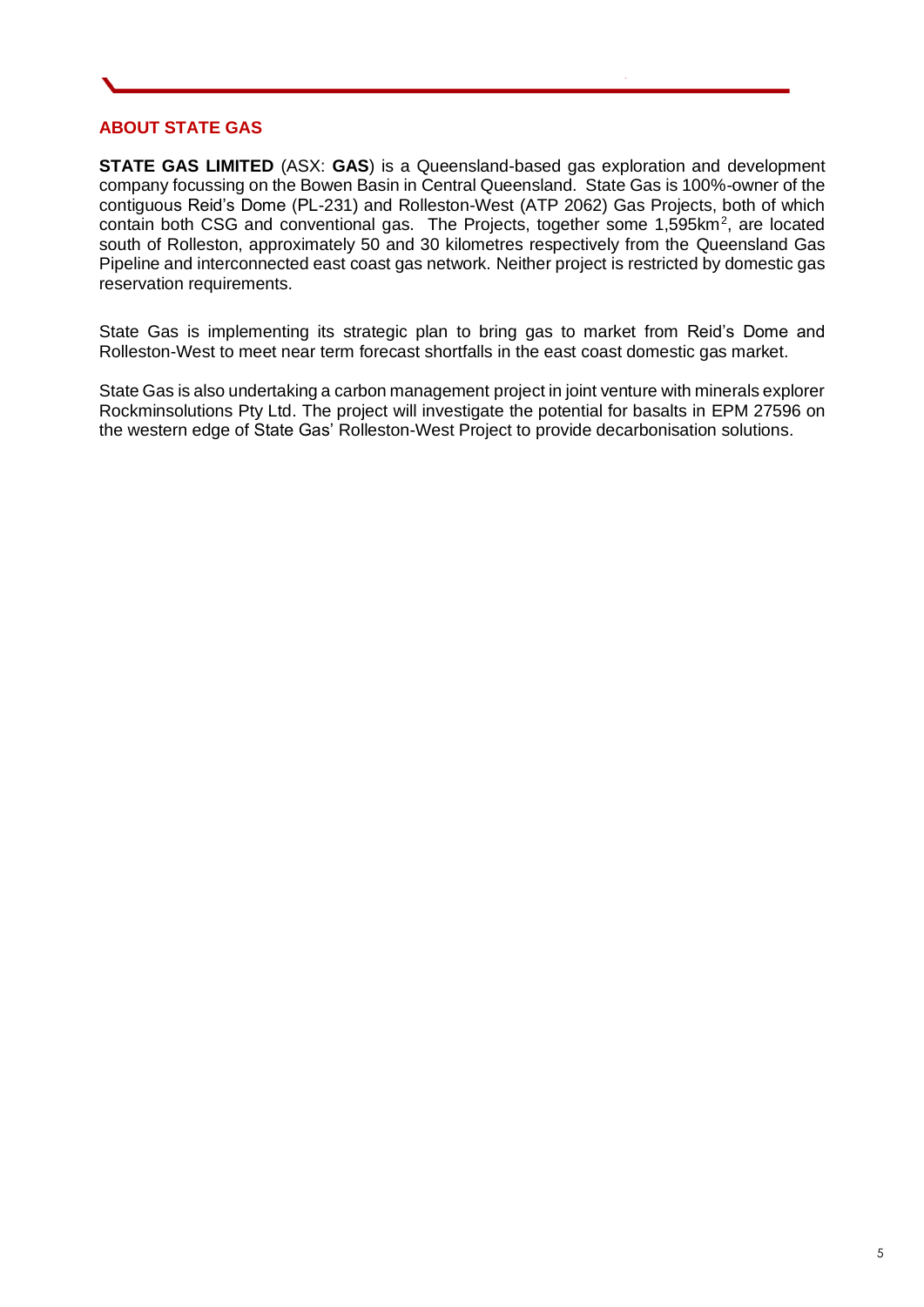## ABOUT STATE GAS

**STATE GAS LIMITED** (ASX: **GAS**) is a Queensland-based gas exploration and development company focussing on the Bowen Basin in Central Queensland. State Gas is 100%-owner of the contiguous Reid's Dome (PL-231) and Rolleston-West (ATP 2062) Gas Projects, both of which contain both CSG and conventional gas. The Projects, together some 1,595km$^2$, are located south of Rolleston, approximately 50 and 30 kilometres respectively from the Queensland Gas Pipeline and interconnected east coast gas network. Neither project is restricted by domestic gas reservation requirements.

State Gas is implementing its strategic plan to bring gas to market from Reid's Dome and Rolleston-West to meet near term forecast shortfalls in the east coast domestic gas market.

State Gas is also undertaking a carbon management project in joint venture with minerals explorer Rockminsolutions Pty Ltd. The project will investigate the potential for basalts in EPM 27596 on the western edge of State Gas' Rolleston-West Project to provide decarbonisation solutions.